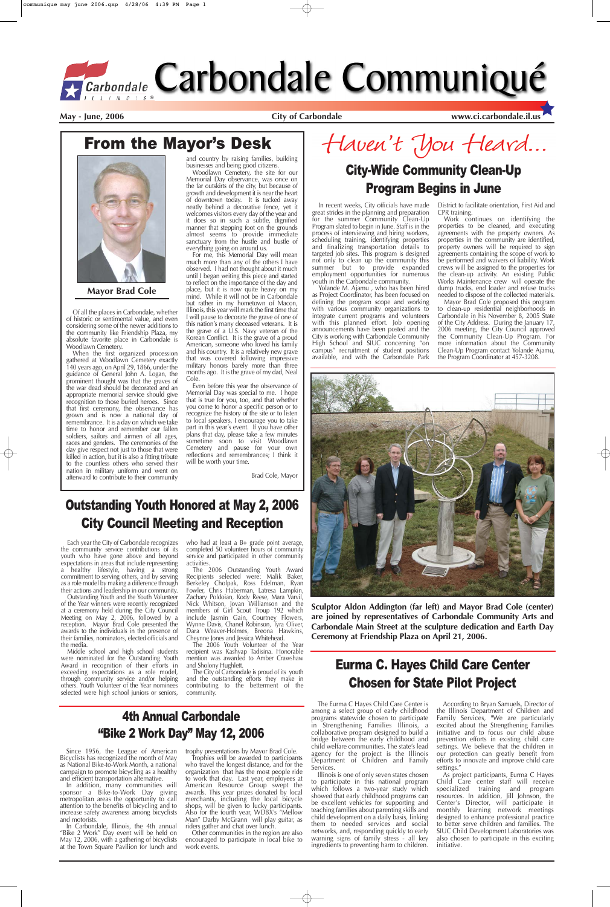# Carbondale Communiqué

May - June, 2006 | City of Carbondale | www.ci.carbondale.il.us

## From the Mayor's Desk

**Mayor Brad Cole**

Of all the places in Carbondale, whether of historic or sentimental value, and even considering some of the newer additions to the community like Friendship Plaza, my absolute favorite place in Carbondale is Woodlawn Cemetery.

When the first organized procession gathered at Woodlawn Cemetery exactly 140 years ago, on April 29, 1866, under the guidance of General John A. Logan, the prominent thought was that the graves of the war dead should be decorated and an appropriate memorial service should give recognition to those buried heroes. Since that first ceremony, the observance has grown and is now a national day of remembrance. It is a day on which we take time to honor and remember our fallen soldiers, sailors and airmen of all ages, races and genders. The ceremonies of the day give respect not just to those that were killed in action, but it is also a fitting tribute to the countless others who served their nation in military uniform and went on afterward to contribute to their community and country by raising families, building businesses and being good citizens.

Woodlawn Cemetery, the site for our Memorial Day observance, was once on the far outskirts of the city, but because of growth and development it is near the heart of downtown today. It is tucked away neatly behind a decorative fence, yet it welcomes visitors every day of the year and it does so in such a subtle, dignified manner that stepping foot on the grounds almost seems to provide immediate sanctuary from the hustle and bustle of everything going on around us.

For me, this Memorial Day will mean much more than any of the others I have observed. I had not thought about it much until I began writing this piece and started to reflect on the importance of the day and place, but it is now quite heavy on my mind. While it will not be in Carbondale but rather in my hometown of Macon, Illinois, this year will mark the first time that I will pause to decorate the grave of one of this nation's many deceased veterans. It is the grave of a U.S. Navy veteran of the Korean Conflict. It is the grave of a proud American, someone who loved his family and his country. It is a relatively new grave that was covered following impressive military honors barely more than three months ago. It is the grave of my dad, Neal Cole.

Even before this year the observance of Memorial Day was special to me. I hope that is true for you, too, and that whether you come to honor a specific person or to recognize the history of the site or to listen to local speakers, I encourage you to take part in this year's event. If you have other plans that day, please take a few minutes sometime soon to visit Woodlawn Cemetery and pause for your own reflections and remembrances; I think it will be worth your time.

Brad Cole, Mayor

# Haven't You Heard...

## City-Wide Community Clean-Up Program Begins in June

In recent weeks, City officials have made great strides in the planning and preparation for the summer Community Clean-Up Program slated to begin in June. Staff is in the process of interviewing and hiring workers, scheduling training, identifying properties and finalizing transportation details to targeted job sites. This program is designed not only to clean up the community this summer but to provide expanded employment opportunities for numerous youth in the Carbondale community.

Yolande M. Ajamu, who has been hired as Project Coordinator, has been focused on defining the program scope and working with various community organizations to integrate current programs and volunteers with this planned effort. Job opening announcements have been posted and the City is working with Carbondale Community High School and SIUC concerning "on campus" recruitment of student positions available, and with the Carbondale Park District to facilitate orientation, First Aid and CPR training.

Work continues on identifying the properties to be cleaned, and executing agreements with the property owners. As properties in the community are identified, property owners will be required to sign agreements containing the scope of work to be performed and waivers of liability. Work crews will be assigned to the properties for the clean-up activity. An existing Public Works Maintenance crew will operate the dump trucks, end loader and refuse trucks needed to dispose of the collected materials.

Mayor Brad Cole proposed this program to clean-up residential neighborhoods in Carbondale in his November 8, 2005 State of the City Address. During the January 17, 2006 meeting, the City Council approved the Community Clean-Up Program. For more information about the Community Clean-Up Program contact Yolande Ajamu, the Program Coordinator at 457-3208.

**Sculptor Aldon Addington (far left) and Mayor Brad Cole (center) are joined by representatives of Carbondale Community Arts and Carbondale Main Street at the sculpture dedication and Earth Day Ceremony at Friendship Plaza on April 21, 2006.**

## Outstanding Youth Honored at May 2, 2006 City Council Meeting and Reception

Each year the City of Carbondale recognizes the community service contributions of its youth who have gone above and beyond expectations in areas that include representing a healthy lifestyle, having a strong commitment to serving others, and by serving as a role model by making a difference through their actions and leadership in our community.

Outstanding Youth and the Youth Volunteer of the Year winners were recently recognized at a ceremony held during the City Council Meeting on May 2, 2006, followed by a reception. Mayor Brad Cole presented the awards to the individuals in the presence of their families, nominators, elected officials and the media.

Middle school and high school students were nominated for the Outstanding Youth Award in recognition of their efforts in exceeding expectations as a role model, through community service and/or helping others. Youth Volunteer of the Year nominees selected were high school juniors or seniors, who had at least a B+ grade point average, completed 50 volunteer hours of community service and participated in other community activities.

The 2006 Outstanding Youth Award Recipients selected were: Malik Baker, Berkeley Cholpak, Ross Edelman, Ryan Fowler, Chris Haberman, Latresa Lampkin, Zachary Poldoian, Kody Reese, Mara Varvil, Nick Whitson, Jovan Williamson and the members of Girl Scout Troop 192 which include Jasmin Cain, Courtney Flowers, Wynne Davis, Chanel Robinson, Tyra Oliver, Dara Weaver-Holmes, Breona Hawkins, Cheynne Jones and Jessica Whitehead.

The 2006 Youth Volunteer of the Year recipient was Kashyap Tadisina. Honorable mention was awarded to Amber Crawshaw and Sholony Hughlett.

The City of Carbondale is proud of its youth and the outstanding efforts they make in contributing to the betterment of the community.

## Eurma C. Hayes Child Care Center Chosen for State Pilot Project

The Eurma C Hayes Child Care Center is among a select group of early childhood programs statewide chosen to participate in Strengthening Families Illinois, a collaborative program designed to build a bridge between the early childhood and child welfare communities. The state's lead agency for the project is the Illinois Department of Children and Family Services.

Illinois is one of only seven states chosen to participate in this national program which follows a two-year study which showed that early childhood programs can be excellent vehicles for supporting and teaching families about parenting skills and child development on a daily basis, linking them to needed services and social networks, and, responding quickly to early warning signs of family stress - all key ingredients to preventing harm to children.

According to Bryan Samuels, Director of the Illinois Department of Children and Family Services, "We are particularly excited about the Strengthening Families initiative and to focus our child abuse prevention efforts in existing child care settings. We believe that the children in our protection can greatly benefit from efforts to innovate and improve child care settings."

As project participants, Eurma C Hayes Child Care center staff will receive specialized training and program resources. In addition, Jill Johnson, the Center's Director, will participate in monthly learning network meetings designed to enhance professional practice to better serve children and families. The SIUC Child Development Laboratories was also chosen to participate in this exciting initiative.

## 4th Annual Carbondale "Bike 2 Work Day" May 12, 2006

Since 1956, the League of American Bicyclists has recognized the month of May as National Bike-to-Work Month, a national campaign to promote bicycling as a healthy and efficient transportation alternative.

In addition, many communities will sponsor a Bike-to-Work Day giving metropolitan areas the opportunity to call attention to the benefits of bicycling and to increase safety awareness among bicyclists and motorists.

In Carbondale, Illinois, the 4th annual "Bike 2 Work" Day event will be held on May 12, 2006, with a gathering of bicyclists at the Town Square Pavilion for lunch and trophy presentations by Mayor Brad Cole.

Trophies will be awarded to participants who travel the longest distance, and for the organization that has the most people ride to work that day. Last year, employees at American Resource Group swept the awards. This year prizes donated by local merchants, including the local bicycle shops, will be given to lucky participants. Also for the fourth year, WDBX's "Mellow Man" Darby McGrann will play guitar, as riders gather and chat over lunch.

Other communities in the region are also encouraged to participate in local bike to work events.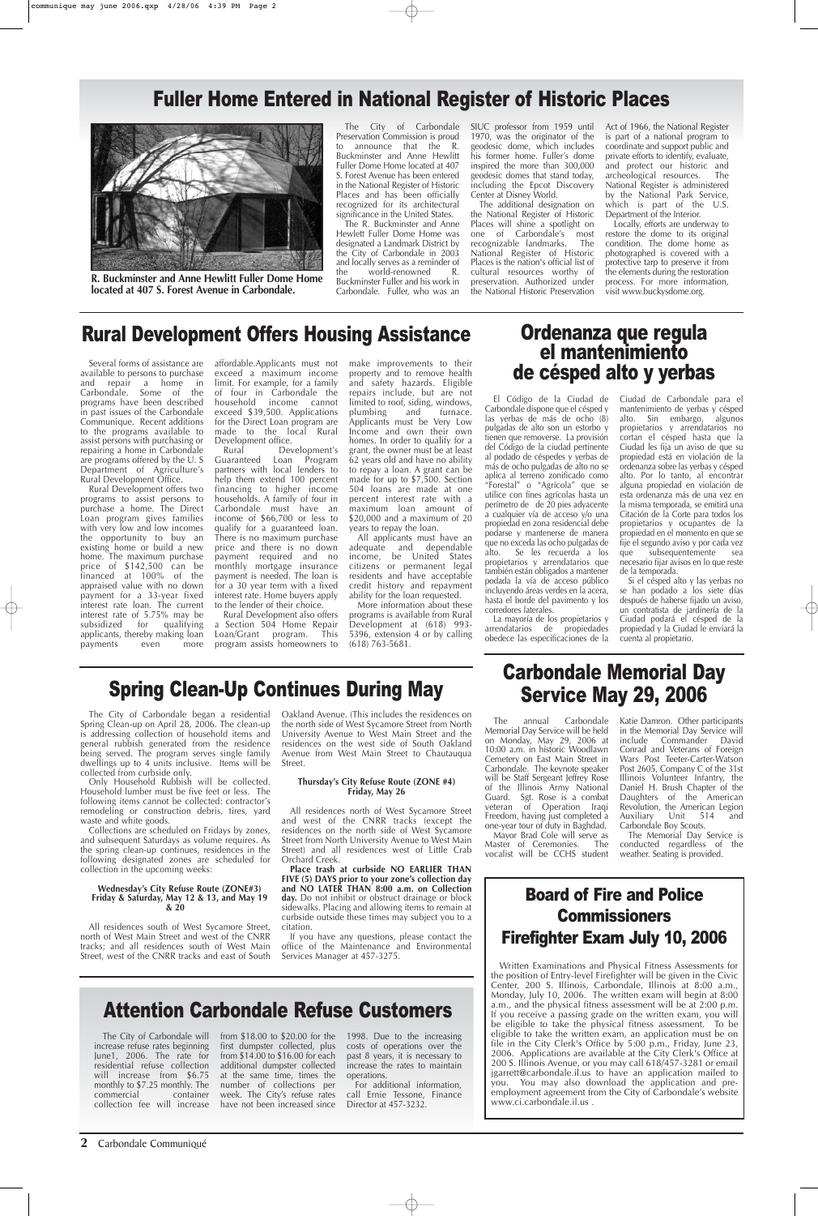# Fuller Home Entered in National Register of Historic Places

R. Buckminster and Anne Hewlitt Fuller Dome Home located at 407 S. Forest Avenue in Carbondale.

The City of Carbondale Preservation Commission is proud to announce that the R. Buckminster and Anne Hewlitt Fuller Dome Home located at 407 S. Forest Avenue has been entered in the National Register of Historic Places and has been officially recognized for its architectural significance in the United States.

The R. Buckminster and Anne Hewlett Fuller Dome Home was designated a Landmark District by the City of Carbondale in 2003 and locally serves as a reminder of the world-renowned R. Buckminster Fuller and his work in Carbondale. Fuller, who was an SIUC professor from 1959 until 1970, was the originator of the geodesic dome, which includes his former home. Fuller's dome inspired the more than 300,000 geodesic domes that stand today, including the Epcot Discovery Center at Disney World.

The additional designation on the National Register of Historic Places will shine a spotlight on one of Carbondale's most recognizable landmarks. The National Register of Historic Places is the nation's official list of cultural resources worthy of preservation. Authorized under the National Historic Preservation Act of 1966, the National Register is part of a national program to coordinate and support public and private efforts to identify, evaluate, and protect our historic and archeological resources. The National Register is administered by the National Park Service, which is part of the U.S. Department of the Interior.

Locally, efforts are underway to restore the dome to its original condition. The dome home as photographed is covered with a protective tarp to preserve it from the elements during the restoration process. For more information, visit www.buckysdome.org.

# Rural Development Offers Housing Assistance

Several forms of assistance are available to persons to purchase and repair a home in Carbondale. Some of the programs have been described in past issues of the Carbondale Communique. Recent additions to the programs available to assist persons with purchasing or repairing a home in Carbondale are programs offered by the U. S Department of Agriculture's Rural Development Office.

Rural Development offers two programs to assist persons to purchase a home. The Direct Loan program gives families with very low and low incomes the opportunity to buy an existing home or build a new home. The maximum purchase price of $142,500 can be financed at 100% of the appraised value with no down payment for a 33-year fixed interest rate loan. The current interest rate of 5.75% may be subsidized for qualifying applicants, thereby making loan payments even more affordable.Applicants must not exceed a maximum income limit. For example, for a family of four in Carbondale the household income cannot exceed $39,500. Applications for the Direct Loan program are made to the local Rural Development office.

Rural Development's Guaranteed Loan Program partners with local lenders to help them extend 100 percent financing to higher income households. A family of four in Carbondale must have an income of $66,700 or less to qualify for a guaranteed loan. There is no maximum purchase price and there is no down payment required and no monthly mortgage insurance payment is needed. The loan is for a 30 year term with a fixed interest rate. Home buyers apply to the lender of their choice.

Rural Development also offers a Section 504 Home Repair Loan/Grant program. This program assists homeowners to make improvements to their property and to remove health and safety hazards. Eligible repairs include, but are not limited to roof, siding, windows, plumbing and furnace. Applicants must be Very Low Income and own their own homes. In order to qualify for a grant, the owner must be at least 62 years old and have no ability to repay a loan. A grant can be made for up to $7,500. Section 504 loans are made at one percent interest rate with a maximum loan amount of $20,000 and a maximum of 20 years to repay the loan.

All applicants must have an adequate and dependable income, be United States citizens or permanent legal residents and have acceptable credit history and repayment ability for the loan requested.

More information about these programs is available from Rural Development at (618) 993-5396, extension 4 or by calling (618) 763-5681.

# Ordenanza que regula el mantenimiento de césped alto y yerbas

El Código de la Ciudad de Carbondale dispone que el césped y las yerbas de más de ocho (8) pulgadas de alto son un estorbo y tienen que removerse. La provisión del Código de la ciudad pertinente al podado de céspedes y yerbas de más de ocho pulgadas de alto no se aplica al terreno zonificado como "Forestal" o "Agrícola" que se utilice con fines agrícolas hasta un perímetro de de 20 pies adyacente a cualquier vía de acceso y/o una propiedad en zona residencial debe podarse y mantenerse de manera que no exceda las ocho pulgadas de alto. Se les recuerda a los propietarios y arrendatarios que también están obligados a mantener podada la vía de acceso público incluyendo áreas verdes en la acera, hasta el borde del pavimento y los corredores laterales.

La mayoría de los propietarios y arrendatarios de propiedades obedece las especificaciones de la Ciudad de Carbondale para el mantenimiento de yerbas y césped alto. Sin embargo, algunos propietarios y arrendatarios no cortan el césped hasta que la Ciudad les fija un aviso de que su propiedad está en violación de la ordenanza sobre las yerbas y césped alto. Por lo tanto, al encontrar alguna propiedad en violación de esta ordenanza más de una vez en la misma temporada, se emitirá una Citación de la Corte para todos los propietarios y ocupantes de la propiedad en el momento en que se fije el segundo aviso y por cada vez que subsecuentemente sea necesario fijar avisos en lo que reste de la temporada.

Si el césped alto y las yerbas no se han podado a los siete días después de haberse fijado un aviso, un contratista de jardinería de la Ciudad podará el césped de la propiedad y la Ciudad le enviará la cuenta al propietario.

# Spring Clean-Up Continues During May

The City of Carbondale began a residential Spring Clean-up on April 28, 2006. The clean-up is addressing collection of household items and general rubbish generated from the residence being served. The program serves single family dwellings up to 4 units inclusive. Items will be collected from curbside only.

Only Household Rubbish will be collected. Household lumber must be five feet or less. The following items cannot be collected: contractor's remodeling or construction debris, tires, yard waste and white goods.

Collections are scheduled on Fridays by zones, and subsequent Saturdays as volume requires. As the spring clean-up continues, residences in the following designated zones are scheduled for collection in the upcoming weeks:

**Wednesday's City Refuse Route (ZONE#3) Friday & Saturday, May 12 & 13, and May 19 & 20**

All residences south of West Sycamore Street, north of West Main Street and west of the CNRR tracks; and all residences south of West Main Street, west of the CNRR tracks and east of South Oakland Avenue. (This includes the residences on the north side of West Sycamore Street from North University Avenue to West Main Street and the residences on the west side of South Oakland Avenue from West Main Street to Chautauqua Street.

**Thursday's City Refuse Route (ZONE #4) Friday, May 26**

All residences north of West Sycamore Street and west of the CNRR tracks (except the residences on the north side of West Sycamore Street from North University Avenue to West Main Street) and all residences west of Little Crab Orchard Creek.

**Place trash at curbside NO EARLIER THAN FIVE (5) DAYS prior to your zone's collection day and NO LATER THAN 8:00 a.m. on Collection day.** Do not inhibit or obstruct drainage or block sidewalks. Placing and allowing items to remain at curbside outside these times may subject you to a citation.

If you have any questions, please contact the office of the Maintenance and Environmental Services Manager at 457-3275.

# Carbondale Memorial Day Service May 29, 2006

The annual Carbondale Memorial Day Service will be held on Monday, May 29, 2006 at 10:00 a.m. in historic Woodlawn Cemetery on East Main Street in Carbondale. The keynote speaker will be Staff Sergeant Jeffrey Rose of the Illinois Army National Guard. Sgt. Rose is a combat veteran of Operation Iraqi Freedom, having just completed a one-year tour of duty in Baghdad.

Mayor Brad Cole will serve as Master of Ceremonies. The vocalist will be CCHS student Katie Damron. Other participants in the Memorial Day Service will include Commander David Conrad and Veterans of Foreign Wars Post Teeter-Carter-Watson Post 2605, Company C of the 31st Illinois Volunteer Infantry, the Daniel H. Brush Chapter of the Daughters of the American Revolution, the American Legion Auxiliary Unit 514 and Carbondale Boy Scouts.

The Memorial Day Service is conducted regardless of the weather. Seating is provided.

# Board of Fire and Police Commissioners Firefighter Exam July 10, 2006

Written Examinations and Physical Fitness Assessments for the position of Entry-level Firefighter will be given in the Civic Center, 200 S. Illinois, Carbondale, Illinois at 8:00 a.m., Monday, July 10, 2006. The written exam will begin at 8:00 a.m., and the physical fitness assessment will be at 2:00 p.m. If you receive a passing grade on the written exam, you will be eligible to take the physical fitness assessment. To be eligible to take the written exam, an application must be on file in the City Clerk's Office by 5:00 p.m., Friday, June 23, 2006. Applications are available at the City Clerk's Office at 200 S. Illinois Avenue, or you may call 618/457-3281 or email jgarrett@carbondale.il.us to have an application mailed to you. You may also download the application and pre-employment agreement from the City of Carbondale's website www.ci.carbondale.il.us .

# Attention Carbondale Refuse Customers

The City of Carbondale will increase refuse rates beginning June1, 2006. The rate for residential refuse collection will increase from $6.75 monthly to $7.25 monthly. The commercial container collection fee will increase from $18.00 to $20.00 for the first dumpster collected, plus from $14.00 to $16.00 for each additional dumpster collected at the same time, times the number of collections per week. The City's refuse rates have not been increased since 1998. Due to the increasing costs of operations over the past 8 years, it is necessary to increase the rates to maintain operations.

For additional information, call Ernie Tessone, Finance Director at 457-3232.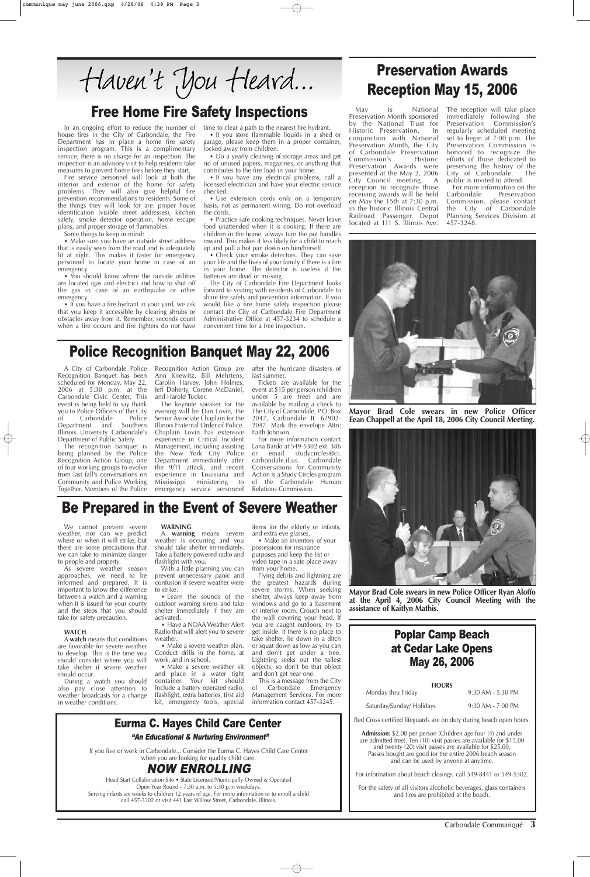# Haven't You Heard...

## Free Home Fire Safety Inspections

In an ongoing effort to reduce the number of house fires in the City of Carbondale, the Fire Department has in place a home fire safety inspection program. This is a complimentary service; there is no charge for an inspection. The inspection is an advisory visit to help residents take measures to prevent home fires before they start.

Fire service personnel will look at both the interior and exterior of the home for safety problems. They will also give helpful fire prevention recommendations to residents. Some of the things they will look for are: proper house identification (visible street addresses), kitchen safety, smoke detector operation, home escape plans, and proper storage of flammables.

Some things to keep in mind:

- Make sure you have an outside street address that is easily seen from the road and is adequately lit at night. This makes it faster for emergency personnel to locate your home in case of an emergency.
- You should know where the outside utilities are located (gas and electric) and how to shut off the gas in case of an earthquake or other emergency.
- If you have a fire hydrant in your yard, we ask that you keep it accessible by clearing shrubs or obstacles away from it. Remember, seconds count when a fire occurs and fire fighters do not have time to clear a path to the nearest fire hydrant.
- If you store flammable liquids in a shed or garage, please keep them in a proper container, locked away from children.
- Do a yearly cleaning of storage areas and get rid of unused papers, magazines, or anything that contributes to the fire load in your home.
- If you have any electrical problems, call a licensed electrician and have your electric service checked.
- Use extension cords only on a temporary basis, not as permanent wiring. Do not overload the cords.
- Practice safe cooking techniques. Never leave food unattended when it is cooking. If there are children in the home, always turn the pot handles inward. This makes it less likely for a child to reach up and pull a hot pan down on him/herself.
- Check your smoke detectors. They can save your life and the lives of your family if there is a fire in your home. The detector is useless if the batteries are dead or missing.

The City of Carbondale Fire Department looks forward to visiting with residents of Carbondale to share fire safety and prevention information. If you would like a fire home safety inspection please contact the City of Carbondale Fire Department Administrative Office at 457-3234 to schedule a convenient time for a free inspection.

## Preservation Awards Reception May 15, 2006

May is National Preservation Month sponsored by the National Trust for Historic Preservation. In conjunction with National Preservation Month, the City of Carbondale Preservation Commission's Historic Preservation Awards were presented at the May 2, 2006 City Council meeting. A reception to recognize those receiving awards will be held on May the 15th at 7:30 p.m. in the historic Illinois Central Railroad Passenger Depot located at 111 S. Illinois Ave. The reception will take place immediately following the Preservation Commission's regularly scheduled meeting set to begin at 7:00 p.m. The Preservation Commission is honored to recognize the efforts of those dedicated to preserving the history of the City of Carbondale. The public is invited to attend.

For more information on the Carbondale Preservation Commission, please contact the City of Carbondale Planning Services Division at 457-3248.

**Mayor Brad Cole swears in new Police Officer Eean Chappell at the April 18, 2006 City Council Meeting.**

**Mayor Brad Cole swears in new Police Officer Ryan Aloffo at the April 4, 2006 City Council Meeting with the assistance of Kaitlyn Mathis.**

## Police Recognition Banquet May 22, 2006

A City of Carbondale Police Recognition Banquet has been scheduled for Monday, May 22, 2006 at 5:30 p.m. at the Carbondale Civic Center. This event is being held to say thank you to Police Officers of the City of Carbondale Police Department and Southern Illinois University Carbondale's Department of Public Safety.

The recognition banquet is being planned by the Police Recognition Action Group, one of four working groups to evolve from last fall's conversations on Community and Police Working Together. Members of the Police Recognition Action Group are Ann Knewitz, Bill Mehrtens, Carolin Harvey, John Holmes, Jeff Doherty, Corene McDaniel, and Harold Tucker.

The keynote speaker for the evening will be Dan Lovin, the Senior Associate Chaplain for the Illinois Fraternal Order of Police. Chaplain Lovin has extensive experience in Critical Incident Management, including assisting the New York City Police Department immediately after the 9/11 attack, and recent experience in Louisiana and Mississippi ministering to emergency service personnel after the hurricane disasters of last summer.

Tickets are available for the event at $15 per person (children under 5 are free) and are available by mailing a check to The City of Carbondale, P.O. Box 2047, Carbondale IL 62902-2047. Mark the envelope Attn: Faith Johnson.

For more information contact Lana Bardo at 549-5302 ext. 386 or email studycircles@ci.carbondale.il.us. Carbondale Conversations for Community Action is a Study Circles program of the Carbondale Human Relations Commission.

## Be Prepared in the Event of Severe Weather

We cannot prevent severe weather, nor can we predict where or when it will strike, but there are some precautions that we can take to minimize danger to people and property.

As severe weather season approaches, we need to be informed and prepared. It is important to know the difference between a watch and a warning when it is issued for your county and the steps that you should take for safety precaution.

**WATCH**

A **watch** means that conditions are favorable for severe weather to develop. This is the time you should consider where you will take shelter if severe weather should occur.

During a watch you should also pay close attention to weather broadcasts for a change in weather conditions.

**WARNING**

A **warning** means severe weather is occurring and you should take shelter immediately. Take a battery powered radio and flashlight with you.

With a little planning you can prevent unnecessary panic and confusion if severe weather were to strike:

- Learn the sounds of the outdoor warning sirens and take shelter immediately if they are activated.
- Have a NOAA Weather Alert Radio that will alert you to severe weather.
- Make a severe weather plan. Conduct drills in the home, at work, and in school.
- Make a severe weather kit and place in a water tight container. Your kit should include a battery operated radio, flashlight, extra batteries, first aid kit, emergency tools, special items for the elderly or infants, and extra eye glasses.
- Make an inventory of your possessions for insurance purposes and keep the list or video tape in a safe place away from your home.

Flying debris and lightning are the greatest hazards during severe storms. When seeking shelter, always keep away from windows and go to a basement or interior room. Crouch next to the wall covering your head. If you are caught outdoors, try to get inside. If there is no place to take shelter, lie down in a ditch or squat down as low as you can and don't get under a tree. Lightning seeks out the tallest objects, so don't be that object and don't get near one.

This is a message from the City of Carbondale Emergency Management Services. For more information contact 457-3245.

## Poplar Camp Beach at Cedar Lake Opens May 26, 2006

**HOURS**

| | |
|---|---|
| Monday thru Friday | 9:30 AM - 5:30 PM |
| Saturday/Sunday/ Holidays | 9:30 AM - 7:00 PM |

Red Cross certified lifeguards are on duty during beach open hours.

**Admission:** $2.00 per person (Children age four (4) and under are admitted free). Ten (10) visit passes are available for $15.00 and twenty (20) visit passes are available for $25.00. Passes bought are good for the entire 2006 beach season and can be used by anyone at anytime.

For information about beach closings, call 549-8441 or 549-5302.

For the safety of all visitors alcoholic beverages, glass containers and fires are prohibited at the beach.

## Eurma C. Hayes Child Care Center

***"An Educational & Nurturing Environment"***

If you live or work in Carbondale... Consider the Eurma C. Hayes Child Care Center when you are looking for quality child care.

### *NOW ENROLLING*

Head Start Collaboration Site • State Licensed/Municipally Owned & Operated
Open Year Round - 7:30 a.m. to 5:30 p.m weekdays.
Serving infants six weeks to children 12 years of age. For more information or to enroll a child call 457-3302 or visit 441 East Willow Street, Carbondale, Illinois.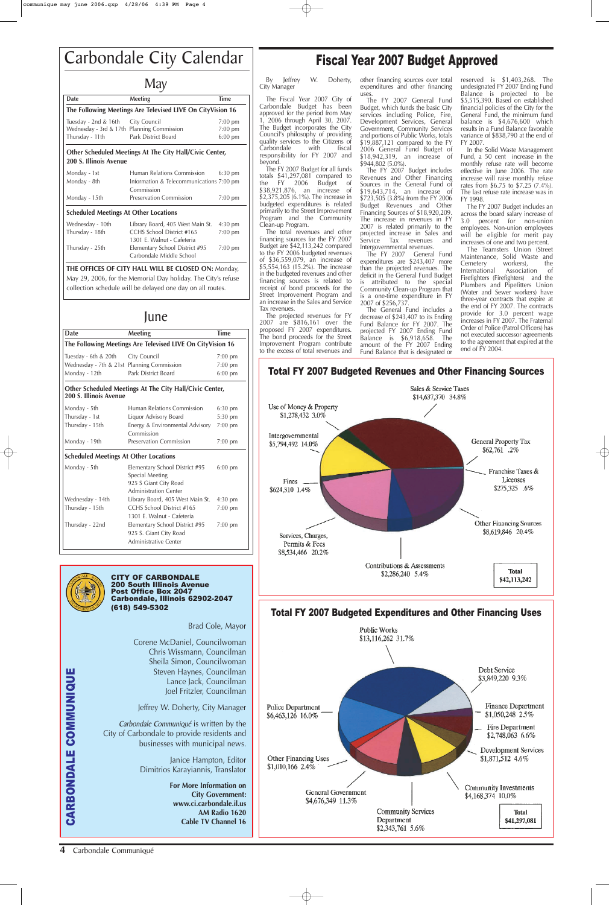# Carbondale City Calendar

## May

| Date | Meeting | Time |
|---|---|---|
| **The Following Meetings Are Televised LIVE On CityVision 16** | | |
| Tuesday - 2nd & 16th | City Council | 7:00 pm |
| Wednesday - 3rd & 17th | Planning Commission | 7:00 pm |
| Thursday - 11th | Park District Board | 6:00 pm |
| **Other Scheduled Meetings At The City Hall/Civic Center, 200 S. Illinois Avenue** | | |
| Monday - 1st | Human Relations Commission | 6:30 pm |
| Monday - 8th | Information & Telecommunications Commission | 7:00 pm |
| Monday - 15th | Preservation Commission | 7:00 pm |
| **Scheduled Meetings At Other Locations** | | |
| Wednesday - 10th | Library Board, 405 West Main St. | 4:30 pm |
| Thursday - 18th | CCHS School District #165 1301 E. Walnut - Cafeteria | 7:00 pm |
| Thursday - 25th | Elementary School District #95 Carbondale Middle School | 7:00 pm |

**THE OFFICES OF CITY HALL WILL BE CLOSED ON:** Monday, May 29, 2006, for the Memorial Day holiday. The City's refuse collection schedule will be delayed one day on all routes.

## June

| Date | Meeting | Time |
|---|---|---|
| **The Following Meetings Are Televised LIVE On CityVision 16** | | |
| Tuesday - 6th & 20th | City Council | 7:00 pm |
| Wednesday - 7th & 21st | Planning Commission | 7:00 pm |
| Monday - 12th | Park District Board | 6:00 pm |
| **Other Scheduled Meetings At The City Hall/Civic Center, 200 S. Illinois Avenue** | | |
| Monday - 5th | Human Relations Commission | 6:30 pm |
| Thursday - 1st | Liquor Advisory Board | 5:30 pm |
| Thursday - 15th | Energy & Environmental Advisory Commission | 7:00 pm |
| Monday - 19th | Preservation Commission | 7:00 pm |
| **Scheduled Meetings At Other Locations** | | |
| Monday - 5th | Elementary School District #95 Special Meeting 925 S Giant City Road Administration Center | 6:00 pm |
| Wednesday - 14th | Library Board, 405 West Main St. | 4:30 pm |
| Thursday - 15th | CCHS School District #165 1301 E. Walnut - Cafeteria | 7:00 pm |
| Thursday - 22nd | Elementary School District #95 925 S. Giant City Road Administrative Center | 7:00 pm |

**CITY OF CARBONDALE**
**200 South Illinois Avenue**
**Post Office Box 2047**
**Carbondale, Illinois 62902-2047**
**(618) 549-5302**

Brad Cole, Mayor

Corene McDaniel, Councilwoman
Chris Wissmann, Councilman
Sheila Simon, Councilwoman
Steven Haynes, Councilman
Lance Jack, Councilman
Joel Fritzler, Councilman

Jeffrey W. Doherty, City Manager

*Carbondale Communiqué* is written by the City of Carbondale to provide residents and businesses with municipal news.

Janice Hampton, Editor
Dimitrios Karayiannis, Translator

**For More Information on City Government:**
**www.ci.carbondale.il.us**
**AM Radio 1620**
**Cable TV Channel 16**

**CARBONDALE COMMUNIQUE**

# Fiscal Year 2007 Budget Approved

By Jeffrey W. Doherty, City Manager

The Fiscal Year 2007 City of Carbondale Budget has been approved for the period from May 1, 2006 through April 30, 2007. The Budget incorporates the City Council's philosophy of providing quality services to the Citizens of Carbondale with fiscal responsibility for FY 2007 and beyond.

The FY 2007 Budget for all funds totals $41,297,081 compared to the FY 2006 Budget of $38,921,876, an increase of $2,375,205 (6.1%). The increase in budgeted expenditures is related primarily to the Street Improvement Program and the Community Clean-up Program.

The total revenues and other financing sources for the FY 2007 Budget are $42,113,242 compared to the FY 2006 budgeted revenues of $36,559,079, an increase of $5,554,163 (15.2%). The increase in the budgeted revenues and other financing sources is related to receipt of bond proceeds for the Street Improvement Program and an increase in the Sales and Service Tax revenues.

The projected revenues for FY 2007 are $816,161 over the proposed FY 2007 expenditures. The bond proceeds for the Street Improvement Program contribute to the excess of total revenues and other financing sources over total expenditures and other financing uses.

The FY 2007 General Fund Budget, which funds the basic City services including Police, Fire, Development Services, General Government, Community Services and portions of Public Works, totals $19,887,121 compared to the FY 2006 General Fund Budget of $18,942,319, an increase of $944,802 (5.0%).

The FY 2007 Budget includes Revenues and Other Financing Sources in the General Fund of $19,643,714, an increase of $723,505 (3.8%) from the FY 2006 Budget Revenues and Other Financing Sources of $18,920,209. The increase in revenues in FY 2007 is related primarily to the projected increase in Sales and Service Tax revenues and Intergovernmental revenues.

The FY 2007 General Fund expenditures are $243,407 more than the projected revenues. The deficit in the General Fund Budget is attributed to the special Community Clean-up Program that is a one-time expenditure in FY 2007 of $256,737.

The General Fund includes a decrease of $243,407 to its Ending Fund Balance for FY 2007. The projected FY 2007 Ending Fund Balance is $6,918,658. The amount of the FY 2007 Ending Fund Balance that is designated or reserved is $1,403,268. The undesignated FY 2007 Ending Fund Balance is projected to be $5,515,390. Based on established financial policies of the City for the General Fund, the minimum fund balance is $4,676,600 which results in a Fund Balance favorable variance of $838,790 at the end of FY 2007.

In the Solid Waste Management Fund, a 50 cent increase in the monthly refuse rate will become effective in June 2006. The rate increase will raise monthly refuse rates from $6.75 to $7.25 (7.4%). The last refuse rate increase was in FY 1998.

The FY 2007 Budget includes an across the board salary increase of 3.0 percent for non-union employees. Non-union employees will be eligible for merit pay increases of one and two percent.

The Teamsters Union (Street Maintenance, Solid Waste and Cemetery workers), the International Association of Firefighters (Firefighters) and the Plumbers and Pipefitters Union (Water and Sewer workers) have three-year contracts that expire at the end of FY 2007. The contracts provide for 3.0 percent wage increases in FY 2007. The Fraternal Order of Police (Patrol Officers) has not executed successor agreements to the agreement that expired at the end of FY 2004.

## Total FY 2007 Budgeted Revenues and Other Financing Sources

Sales & Service Taxes $14,637,370 34.8%
General Property Tax $62,761 .2%
Franchise Taxes & Licenses $275,325 .6%
Other Financing Sources $8,619,846 20.4%
Contributions & Assessments $2,286,240 5.4%
Services, Charges, Permits & Fees $8,534,466 20.2%
Fines $624,310 1.4%
Intergovernmental $5,794,492 14.0%
Use of Money & Property $1,278,432 3.0%
Total $42,113,242

## Total FY 2007 Budgeted Expenditures and Other Financing Uses

Public Works $13,116,262 31.7%
Debt Service $3,849,220 9.3%
Finance Department $1,050,248 2.5%
Fire Department $2,748,063 6.6%
Development Services $1,871,512 4.6%
Community Investments $4,168,374 10.0%
Community Services Department $2,343,761 5.6%
General Government $4,676,349 11.3%
Other Financing Uses $1,010,166 2.4%
Police Department $6,463,126 16.0%
Total $41,297,081